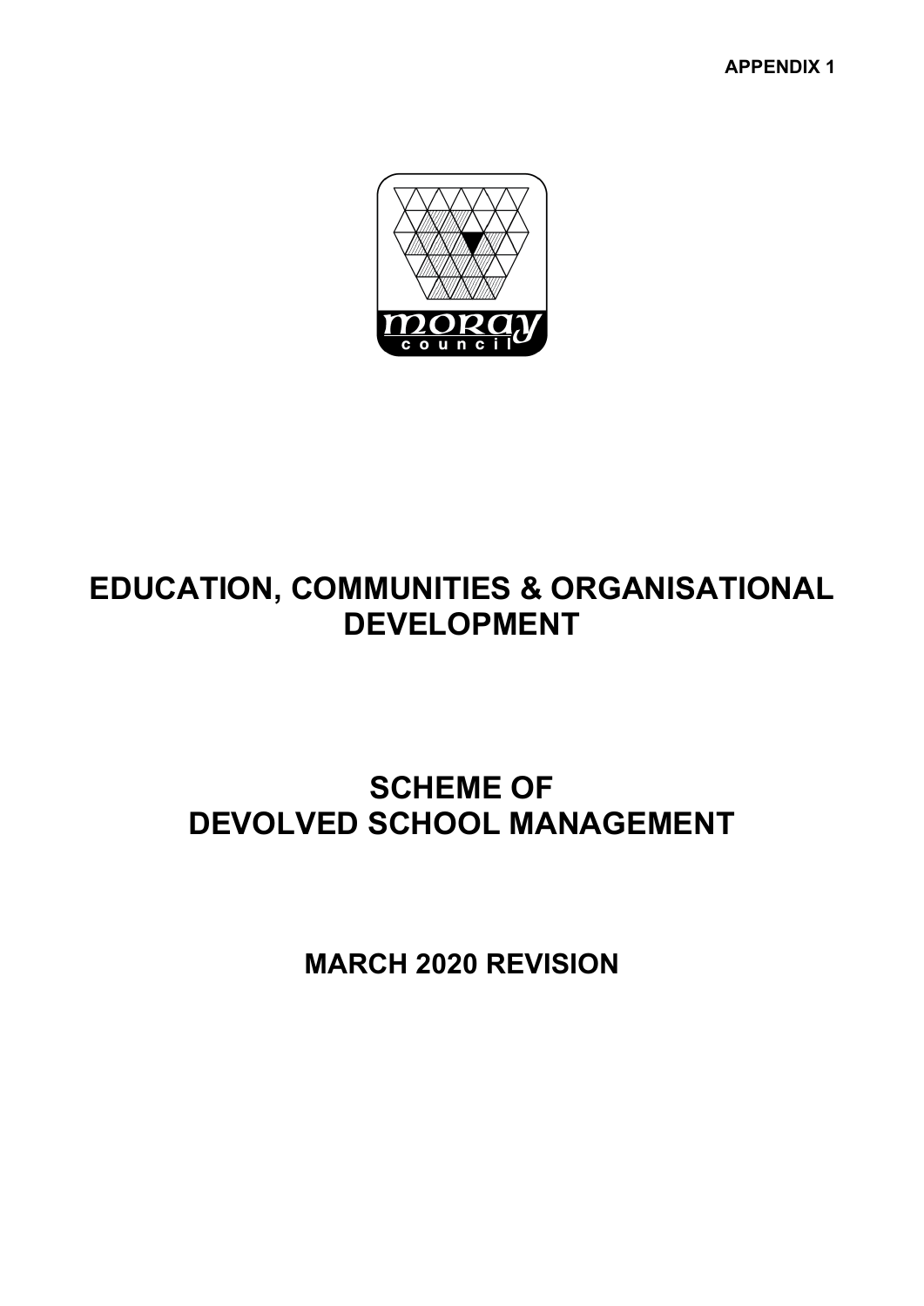APPENDIX 1

# EDUCATION, COMMUNITIES & ORGANISATIONAL DEVELOPMENT

# SCHEME OF DEVOLVED SCHOOL MANAGEMENT

## MARCH 2020 REVISION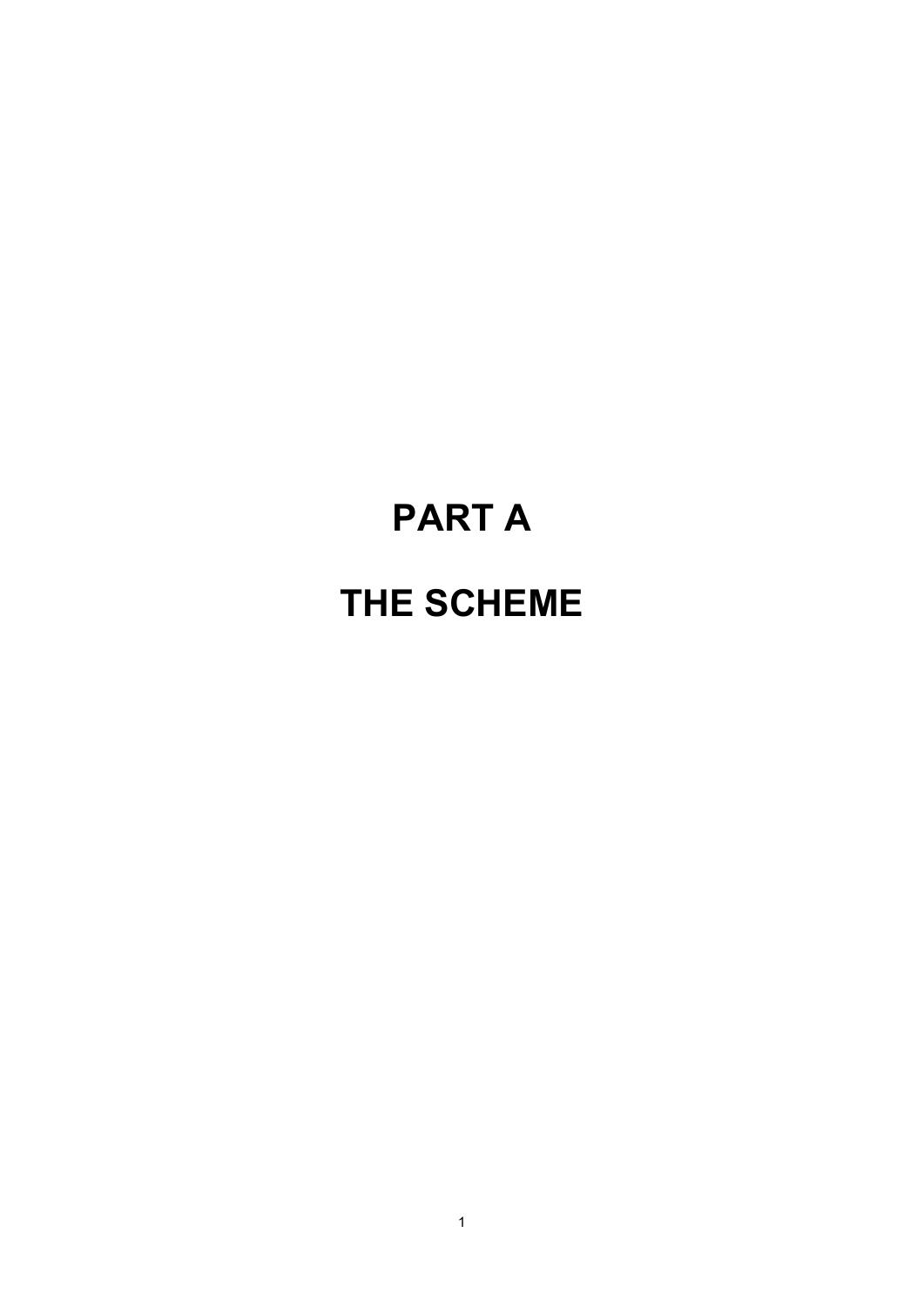# PART A

# THE SCHEME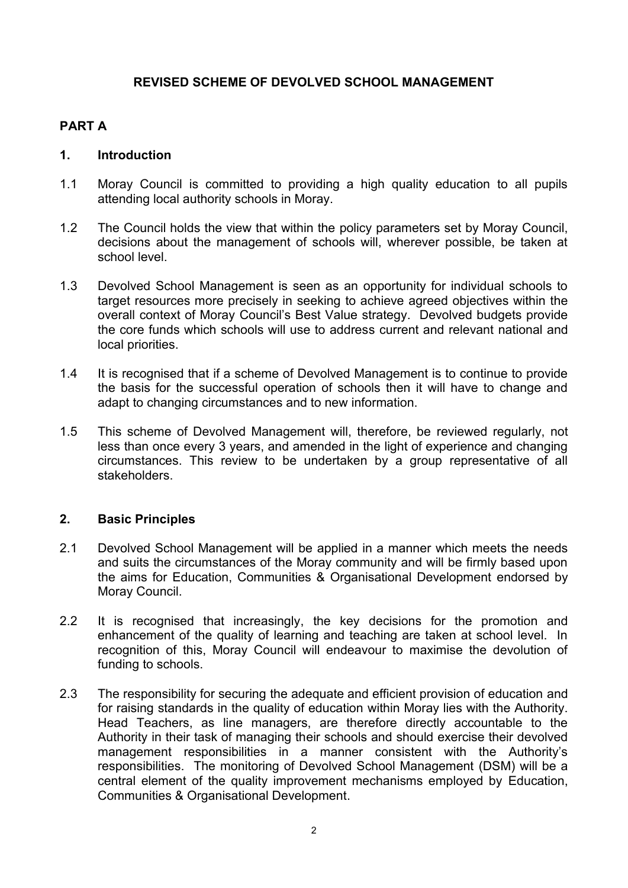# REVISED SCHEME OF DEVOLVED SCHOOL MANAGEMENT

## PART A

### 1. Introduction

1.1 Moray Council is committed to providing a high quality education to all pupils attending local authority schools in Moray.

1.2 The Council holds the view that within the policy parameters set by Moray Council, decisions about the management of schools will, wherever possible, be taken at school level.

1.3 Devolved School Management is seen as an opportunity for individual schools to target resources more precisely in seeking to achieve agreed objectives within the overall context of Moray Council's Best Value strategy. Devolved budgets provide the core funds which schools will use to address current and relevant national and local priorities.

1.4 It is recognised that if a scheme of Devolved Management is to continue to provide the basis for the successful operation of schools then it will have to change and adapt to changing circumstances and to new information.

1.5 This scheme of Devolved Management will, therefore, be reviewed regularly, not less than once every 3 years, and amended in the light of experience and changing circumstances. This review to be undertaken by a group representative of all stakeholders.

### 2. Basic Principles

2.1 Devolved School Management will be applied in a manner which meets the needs and suits the circumstances of the Moray community and will be firmly based upon the aims for Education, Communities & Organisational Development endorsed by Moray Council.

2.2 It is recognised that increasingly, the key decisions for the promotion and enhancement of the quality of learning and teaching are taken at school level. In recognition of this, Moray Council will endeavour to maximise the devolution of funding to schools.

2.3 The responsibility for securing the adequate and efficient provision of education and for raising standards in the quality of education within Moray lies with the Authority. Head Teachers, as line managers, are therefore directly accountable to the Authority in their task of managing their schools and should exercise their devolved management responsibilities in a manner consistent with the Authority's responsibilities. The monitoring of Devolved School Management (DSM) will be a central element of the quality improvement mechanisms employed by Education, Communities & Organisational Development.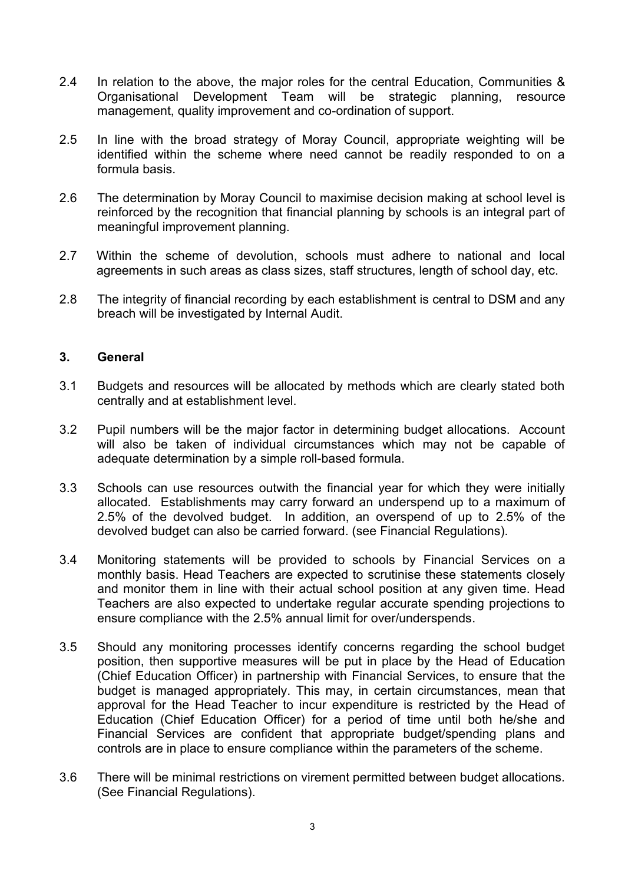2.4 In relation to the above, the major roles for the central Education, Communities & Organisational Development Team will be strategic planning, resource management, quality improvement and co-ordination of support.

2.5 In line with the broad strategy of Moray Council, appropriate weighting will be identified within the scheme where need cannot be readily responded to on a formula basis.

2.6 The determination by Moray Council to maximise decision making at school level is reinforced by the recognition that financial planning by schools is an integral part of meaningful improvement planning.

2.7 Within the scheme of devolution, schools must adhere to national and local agreements in such areas as class sizes, staff structures, length of school day, etc.

2.8 The integrity of financial recording by each establishment is central to DSM and any breach will be investigated by Internal Audit.

## 3. General

3.1 Budgets and resources will be allocated by methods which are clearly stated both centrally and at establishment level.

3.2 Pupil numbers will be the major factor in determining budget allocations. Account will also be taken of individual circumstances which may not be capable of adequate determination by a simple roll-based formula.

3.3 Schools can use resources outwith the financial year for which they were initially allocated. Establishments may carry forward an underspend up to a maximum of 2.5% of the devolved budget. In addition, an overspend of up to 2.5% of the devolved budget can also be carried forward. (see Financial Regulations).

3.4 Monitoring statements will be provided to schools by Financial Services on a monthly basis. Head Teachers are expected to scrutinise these statements closely and monitor them in line with their actual school position at any given time. Head Teachers are also expected to undertake regular accurate spending projections to ensure compliance with the 2.5% annual limit for over/underspends.

3.5 Should any monitoring processes identify concerns regarding the school budget position, then supportive measures will be put in place by the Head of Education (Chief Education Officer) in partnership with Financial Services, to ensure that the budget is managed appropriately. This may, in certain circumstances, mean that approval for the Head Teacher to incur expenditure is restricted by the Head of Education (Chief Education Officer) for a period of time until both he/she and Financial Services are confident that appropriate budget/spending plans and controls are in place to ensure compliance within the parameters of the scheme.

3.6 There will be minimal restrictions on virement permitted between budget allocations. (See Financial Regulations).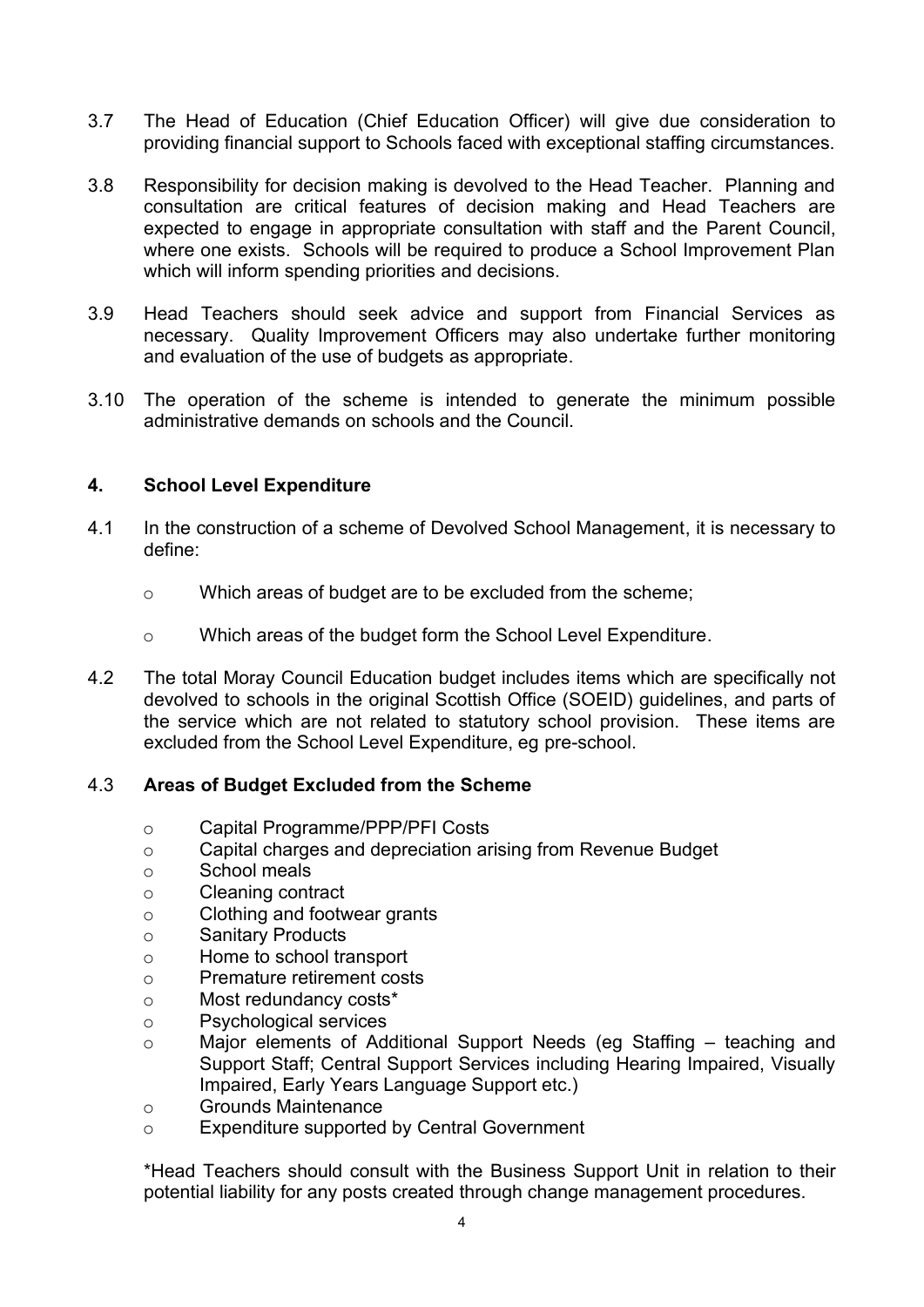3.7 The Head of Education (Chief Education Officer) will give due consideration to providing financial support to Schools faced with exceptional staffing circumstances.

3.8 Responsibility for decision making is devolved to the Head Teacher. Planning and consultation are critical features of decision making and Head Teachers are expected to engage in appropriate consultation with staff and the Parent Council, where one exists. Schools will be required to produce a School Improvement Plan which will inform spending priorities and decisions.

3.9 Head Teachers should seek advice and support from Financial Services as necessary. Quality Improvement Officers may also undertake further monitoring and evaluation of the use of budgets as appropriate.

3.10 The operation of the scheme is intended to generate the minimum possible administrative demands on schools and the Council.

## 4. School Level Expenditure

4.1 In the construction of a scheme of Devolved School Management, it is necessary to define:

- Which areas of budget are to be excluded from the scheme;
- Which areas of the budget form the School Level Expenditure.

4.2 The total Moray Council Education budget includes items which are specifically not devolved to schools in the original Scottish Office (SOEID) guidelines, and parts of the service which are not related to statutory school provision. These items are excluded from the School Level Expenditure, eg pre-school.

### 4.3 Areas of Budget Excluded from the Scheme

- Capital Programme/PPP/PFI Costs
- Capital charges and depreciation arising from Revenue Budget
- School meals
- Cleaning contract
- Clothing and footwear grants
- Sanitary Products
- Home to school transport
- Premature retirement costs
- Most redundancy costs*
- Psychological services
- Major elements of Additional Support Needs (eg Staffing – teaching and Support Staff; Central Support Services including Hearing Impaired, Visually Impaired, Early Years Language Support etc.)
- Grounds Maintenance
- Expenditure supported by Central Government

*Head Teachers should consult with the Business Support Unit in relation to their potential liability for any posts created through change management procedures.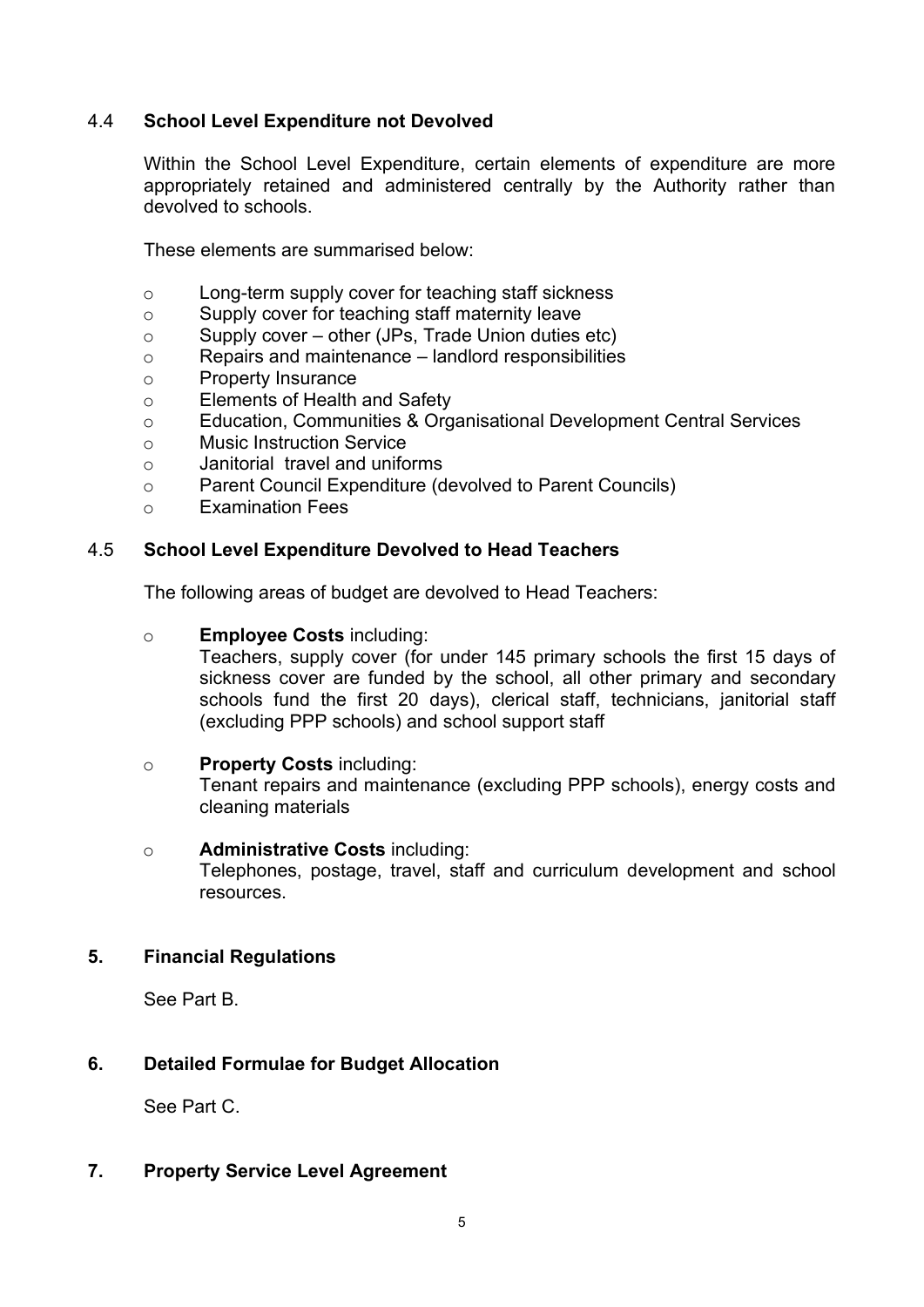### 4.4 School Level Expenditure not Devolved

Within the School Level Expenditure, certain elements of expenditure are more appropriately retained and administered centrally by the Authority rather than devolved to schools.

These elements are summarised below:

- Long-term supply cover for teaching staff sickness
- Supply cover for teaching staff maternity leave
- Supply cover – other (JPs, Trade Union duties etc)
- Repairs and maintenance – landlord responsibilities
- Property Insurance
- Elements of Health and Safety
- Education, Communities & Organisational Development Central Services
- Music Instruction Service
- Janitorial travel and uniforms
- Parent Council Expenditure (devolved to Parent Councils)
- Examination Fees

### 4.5 School Level Expenditure Devolved to Head Teachers

The following areas of budget are devolved to Head Teachers:

- **Employee Costs** including:
  Teachers, supply cover (for under 145 primary schools the first 15 days of sickness cover are funded by the school, all other primary and secondary schools fund the first 20 days), clerical staff, technicians, janitorial staff (excluding PPP schools) and school support staff

- **Property Costs** including:
  Tenant repairs and maintenance (excluding PPP schools), energy costs and cleaning materials

- **Administrative Costs** including:
  Telephones, postage, travel, staff and curriculum development and school resources.

## 5. Financial Regulations

See Part B.

## 6. Detailed Formulae for Budget Allocation

See Part C.

## 7. Property Service Level Agreement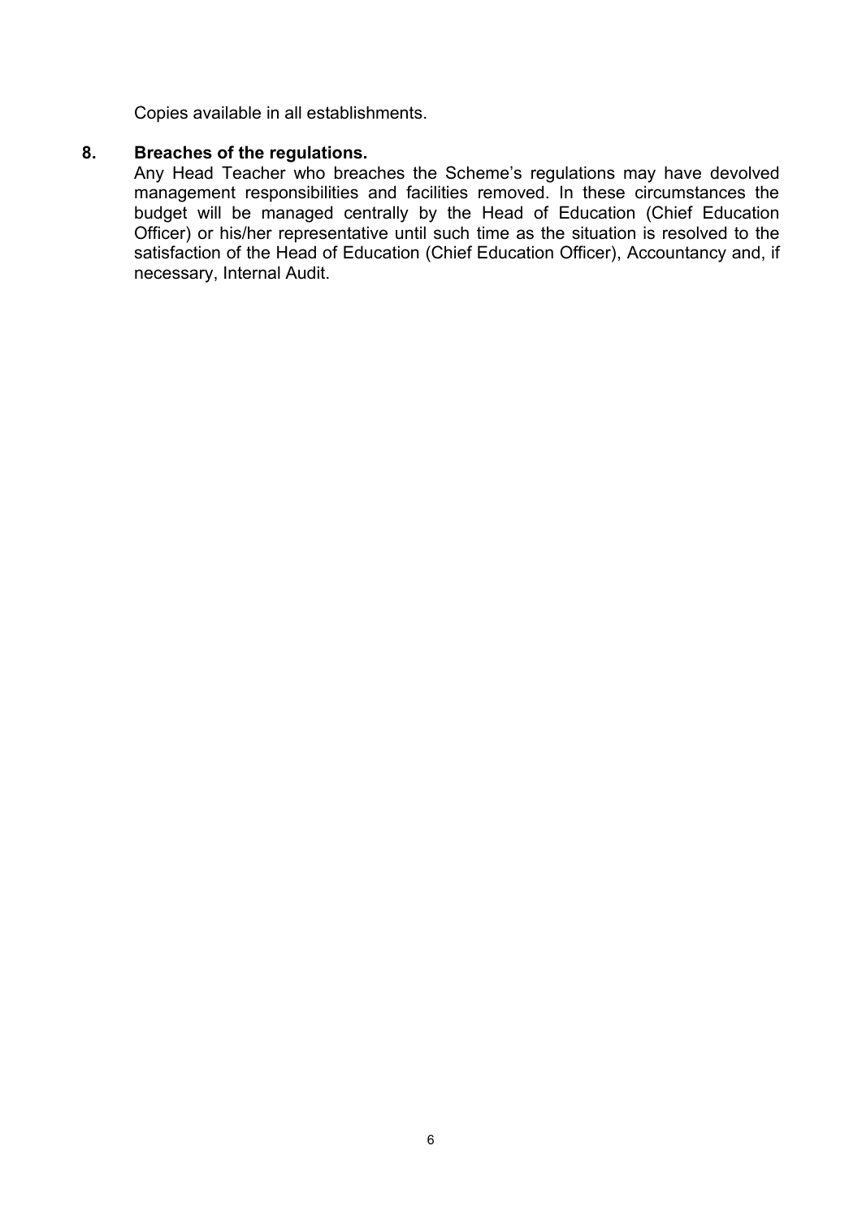Copies available in all establishments.

## 8. Breaches of the regulations.

Any Head Teacher who breaches the Scheme's regulations may have devolved management responsibilities and facilities removed. In these circumstances the budget will be managed centrally by the Head of Education (Chief Education Officer) or his/her representative until such time as the situation is resolved to the satisfaction of the Head of Education (Chief Education Officer), Accountancy and, if necessary, Internal Audit.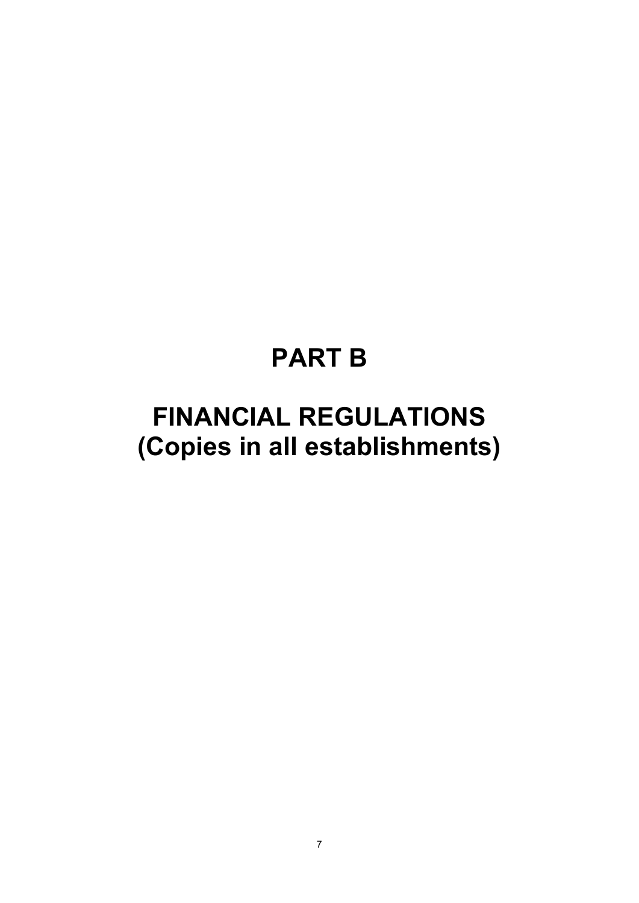# PART B

# FINANCIAL REGULATIONS (Copies in all establishments)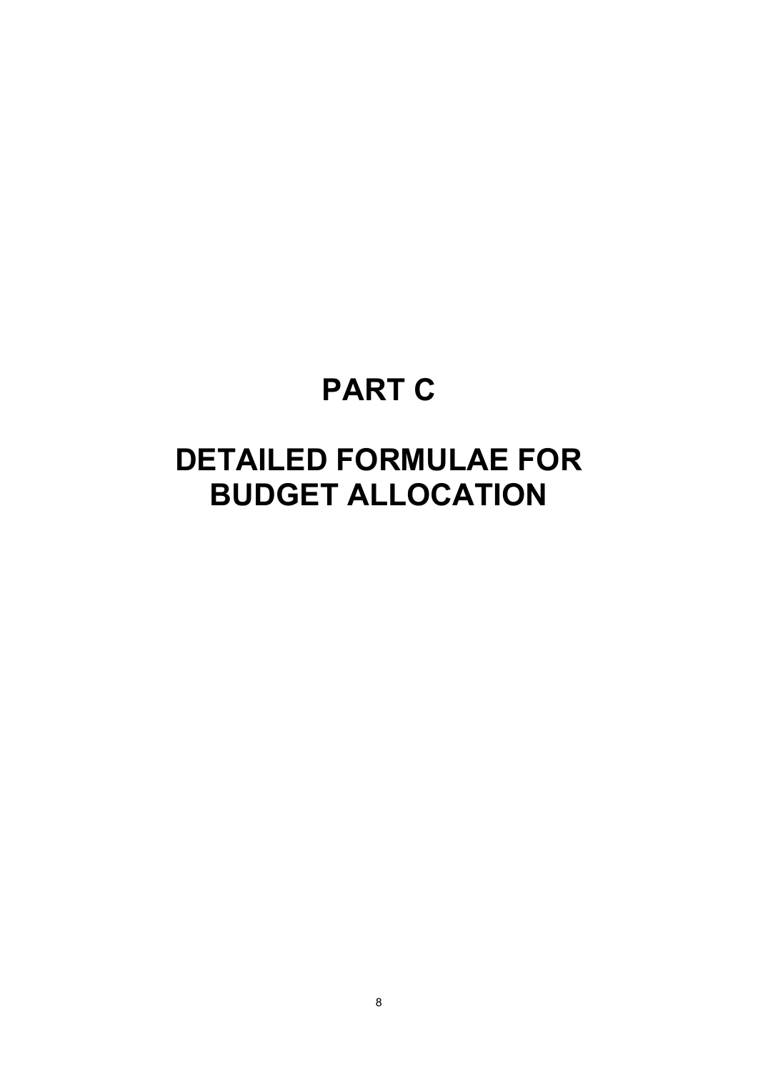# PART C

# DETAILED FORMULAE FOR BUDGET ALLOCATION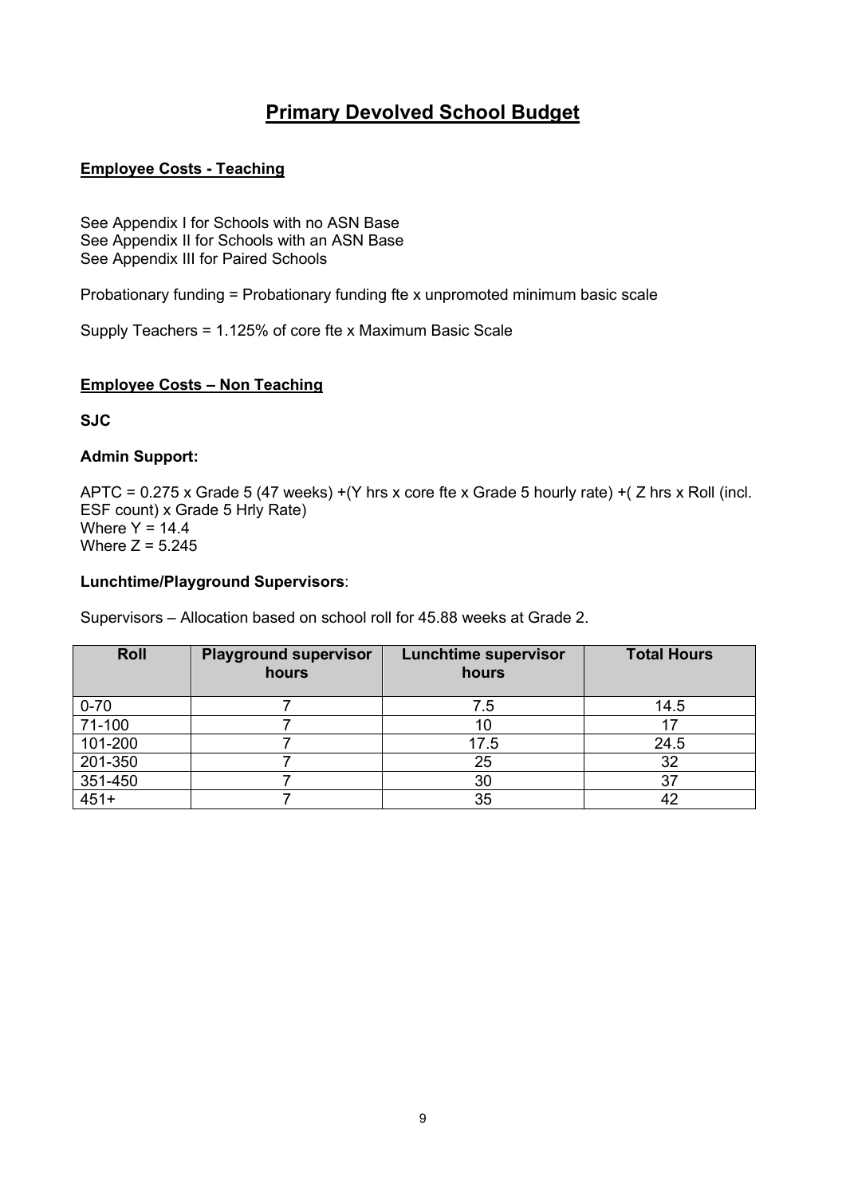# Primary Devolved School Budget

## Employee Costs - Teaching

See Appendix I for Schools with no ASN Base
See Appendix II for Schools with an ASN Base
See Appendix III for Paired Schools

Probationary funding = Probationary funding fte x unpromoted minimum basic scale

Supply Teachers = 1.125% of core fte x Maximum Basic Scale

## Employee Costs – Non Teaching

**SJC**

**Admin Support:**

APTC = 0.275 x Grade 5 (47 weeks) +(Y hrs x core fte x Grade 5 hourly rate) +( Z hrs x Roll (incl. ESF count) x Grade 5 Hrly Rate)
Where Y = 14.4
Where Z = 5.245

**Lunchtime/Playground Supervisors**:

Supervisors – Allocation based on school roll for 45.88 weeks at Grade 2.

| Roll | Playground supervisor hours | Lunchtime supervisor hours | Total Hours |
|---|---|---|---|
| 0-70 | 7 | 7.5 | 14.5 |
| 71-100 | 7 | 10 | 17 |
| 101-200 | 7 | 17.5 | 24.5 |
| 201-350 | 7 | 25 | 32 |
| 351-450 | 7 | 30 | 37 |
| 451+ | 7 | 35 | 42 |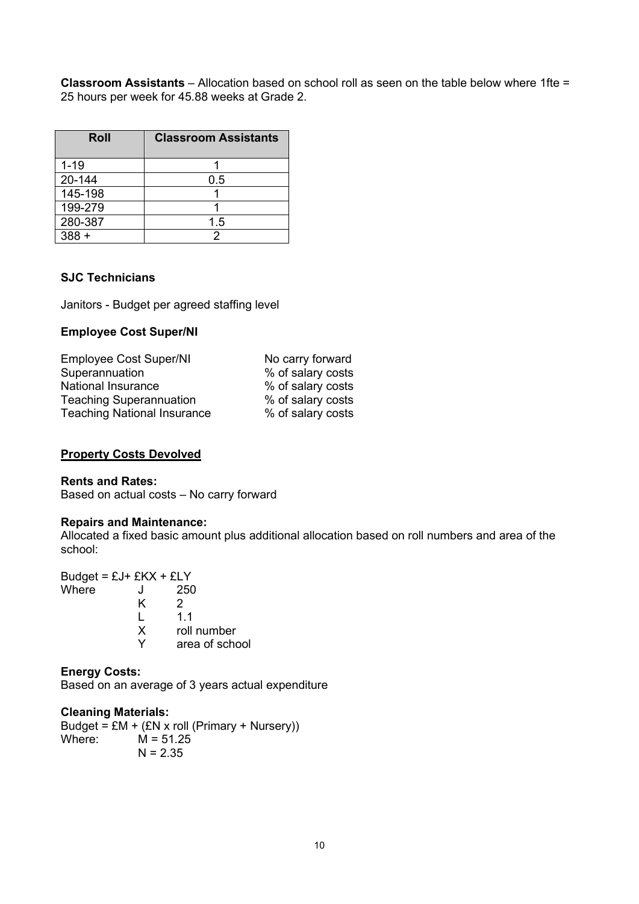**Classroom Assistants** – Allocation based on school roll as seen on the table below where 1fte = 25 hours per week for 45.88 weeks at Grade 2.

| Roll | Classroom Assistants |
|---|---|
| 1-19 | 1 |
| 20-144 | 0.5 |
| 145-198 | 1 |
| 199-279 | 1 |
| 280-387 | 1.5 |
| 388 + | 2 |

**SJC Technicians**

Janitors - Budget per agreed staffing level

**Employee Cost Super/NI**

| | |
|---|---|
| Employee Cost Super/NI | No carry forward |
| Superannuation | % of salary costs |
| National Insurance | % of salary costs |
| Teaching Superannuation | % of salary costs |
| Teaching National Insurance | % of salary costs |

**<u>Property Costs Devolved</u>**

**Rents and Rates:**
Based on actual costs – No carry forward

**Repairs and Maintenance:**
Allocated a fixed basic amount plus additional allocation based on roll numbers and area of the school:

Budget = £J+ £KX + £LY

Where
- J 250
- K 2
- L 1.1
- X roll number
- Y area of school

**Energy Costs:**
Based on an average of 3 years actual expenditure

**Cleaning Materials:**
Budget = £M + (£N x roll (Primary + Nursery))

Where:
- M = 51.25
- N = 2.35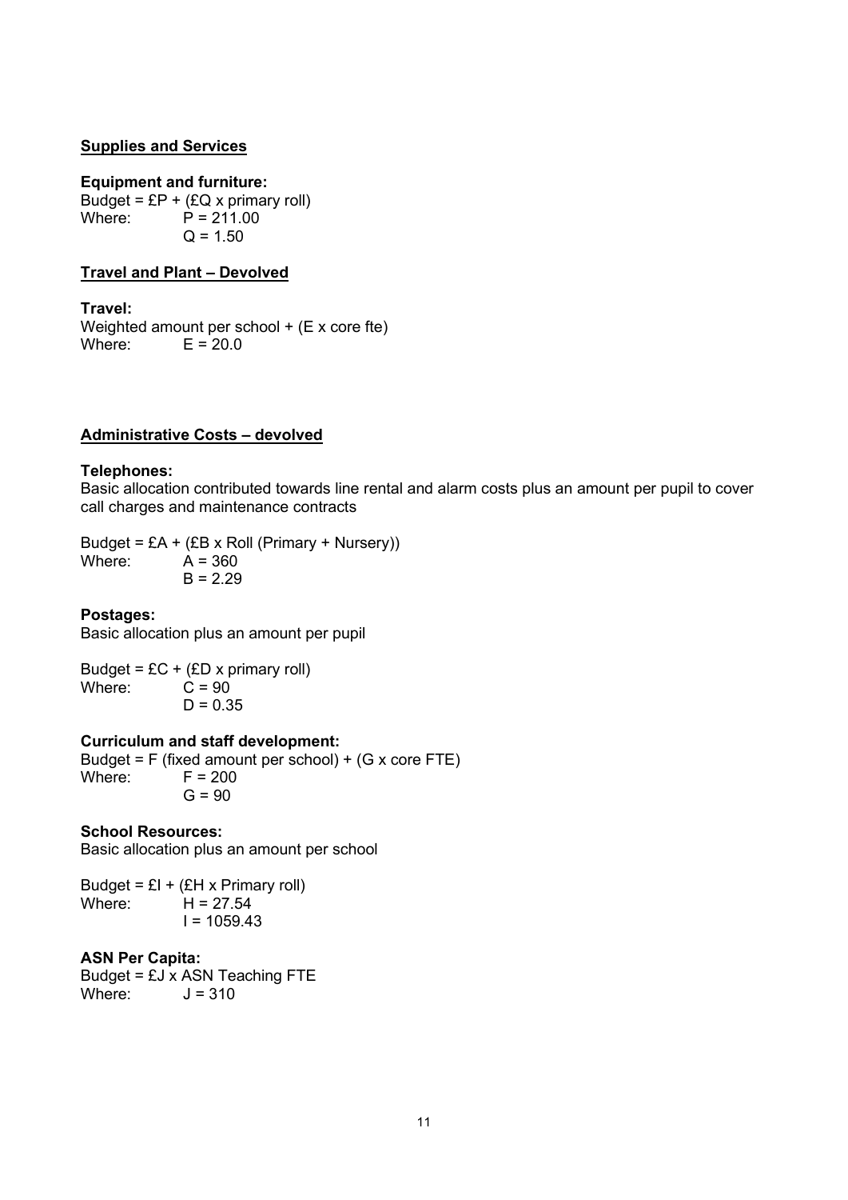## Supplies and Services

### Equipment and furniture:

Budget = £P + (£Q x primary roll)
Where: P = 211.00
Q = 1.50

## Travel and Plant – Devolved

### Travel:

Weighted amount per school + (E x core fte)
Where: E = 20.0

## Administrative Costs – devolved

### Telephones:

Basic allocation contributed towards line rental and alarm costs plus an amount per pupil to cover call charges and maintenance contracts

Budget = £A + (£B x Roll (Primary + Nursery))
Where: A = 360
B = 2.29

### Postages:

Basic allocation plus an amount per pupil

Budget = £C + (£D x primary roll)
Where: C = 90
D = 0.35

### Curriculum and staff development:

Budget = F (fixed amount per school) + (G x core FTE)
Where: F = 200
G = 90

### School Resources:

Basic allocation plus an amount per school

Budget = £I + (£H x Primary roll)
Where: H = 27.54
I = 1059.43

### ASN Per Capita:

Budget = £J x ASN Teaching FTE
Where: J = 310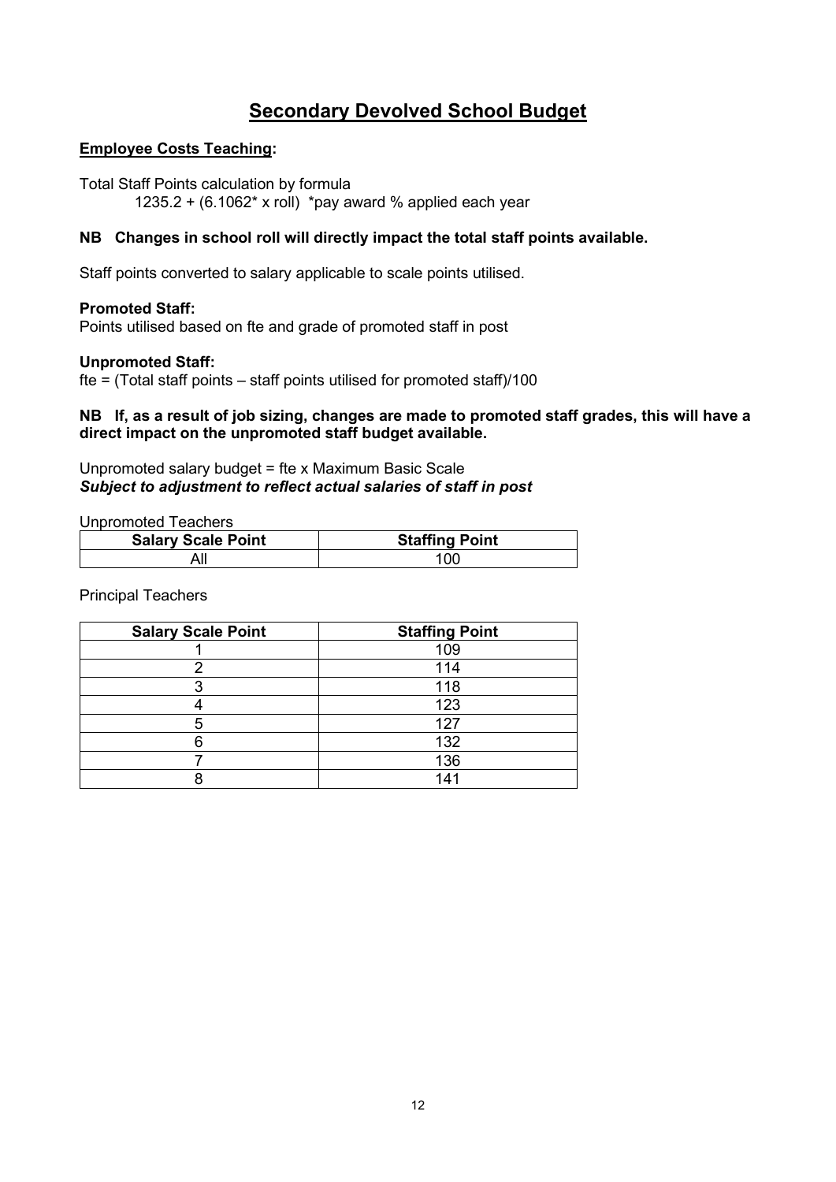# Secondary Devolved School Budget

**Employee Costs Teaching:**

Total Staff Points calculation by formula

1235.2 + (6.1062* x roll) *pay award % applied each year

**NB Changes in school roll will directly impact the total staff points available.**

Staff points converted to salary applicable to scale points utilised.

**Promoted Staff:**
Points utilised based on fte and grade of promoted staff in post

**Unpromoted Staff:**
fte = (Total staff points – staff points utilised for promoted staff)/100

**NB If, as a result of job sizing, changes are made to promoted staff grades, this will have a direct impact on the unpromoted staff budget available.**

Unpromoted salary budget = fte x Maximum Basic Scale
***Subject to adjustment to reflect actual salaries of staff in post***

Unpromoted Teachers

| Salary Scale Point | Staffing Point |
|---|---|
| All | 100 |

Principal Teachers

| Salary Scale Point | Staffing Point |
|---|---|
| 1 | 109 |
| 2 | 114 |
| 3 | 118 |
| 4 | 123 |
| 5 | 127 |
| 6 | 132 |
| 7 | 136 |
| 8 | 141 |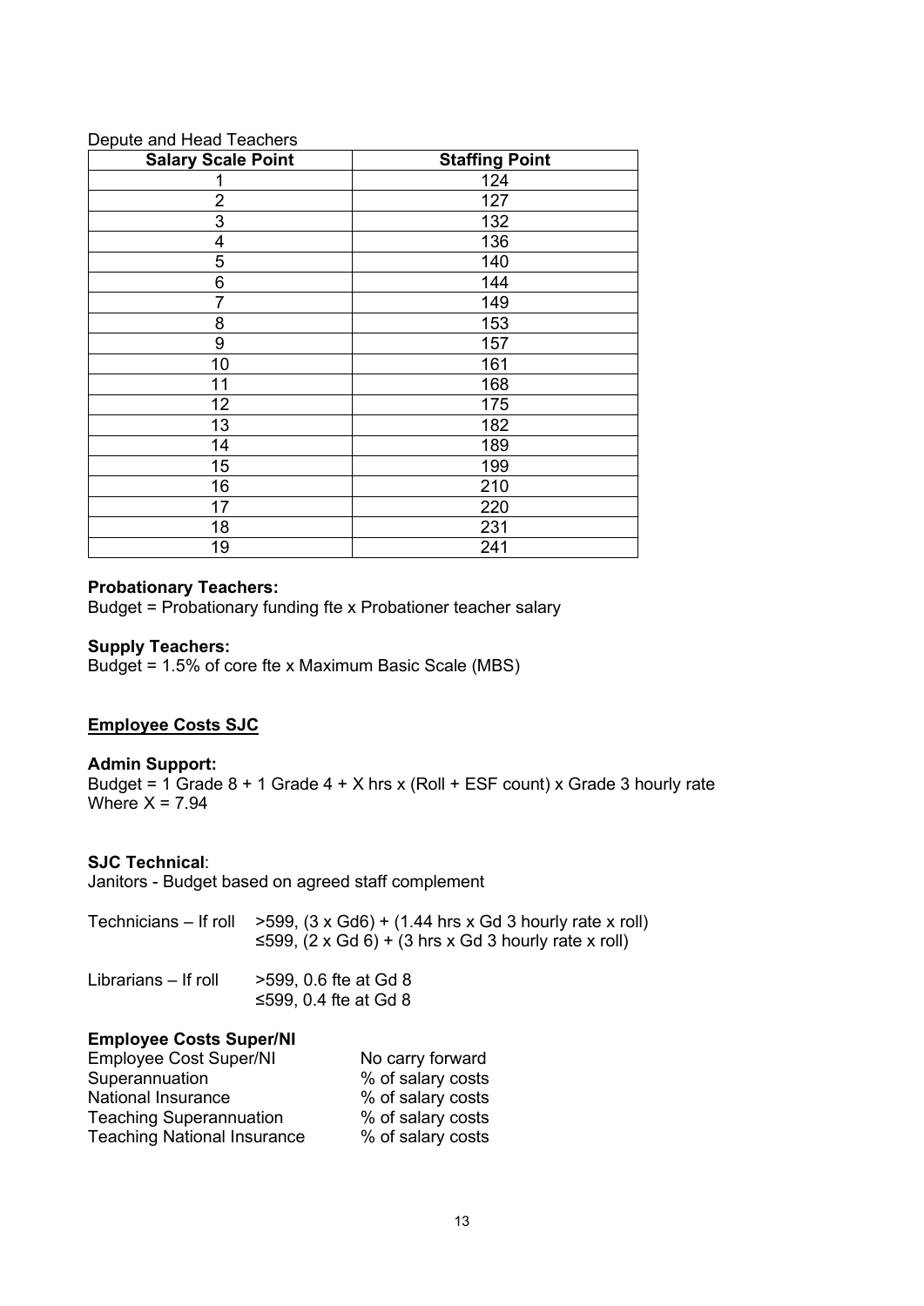Depute and Head Teachers

| Salary Scale Point | Staffing Point |
| --- | --- |
| 1 | 124 |
| 2 | 127 |
| 3 | 132 |
| 4 | 136 |
| 5 | 140 |
| 6 | 144 |
| 7 | 149 |
| 8 | 153 |
| 9 | 157 |
| 10 | 161 |
| 11 | 168 |
| 12 | 175 |
| 13 | 182 |
| 14 | 189 |
| 15 | 199 |
| 16 | 210 |
| 17 | 220 |
| 18 | 231 |
| 19 | 241 |

**Probationary Teachers:**
Budget = Probationary funding fte x Probationer teacher salary

**Supply Teachers:**
Budget = 1.5% of core fte x Maximum Basic Scale (MBS)

**Employee Costs SJC**

**Admin Support:**
Budget = 1 Grade 8 + 1 Grade 4 + X hrs x (Roll + ESF count) x Grade 3 hourly rate
Where X = 7.94

**SJC Technical**:
Janitors - Budget based on agreed staff complement

Technicians – If roll >599, (3 x Gd6) + (1.44 hrs x Gd 3 hourly rate x roll)
≤599, (2 x Gd 6) + (3 hrs x Gd 3 hourly rate x roll)

Librarians – If roll >599, 0.6 fte at Gd 8
≤599, 0.4 fte at Gd 8

**Employee Costs Super/NI**

| | |
| --- | --- |
| Employee Cost Super/NI | No carry forward |
| Superannuation | % of salary costs |
| National Insurance | % of salary costs |
| Teaching Superannuation | % of salary costs |
| Teaching National Insurance | % of salary costs |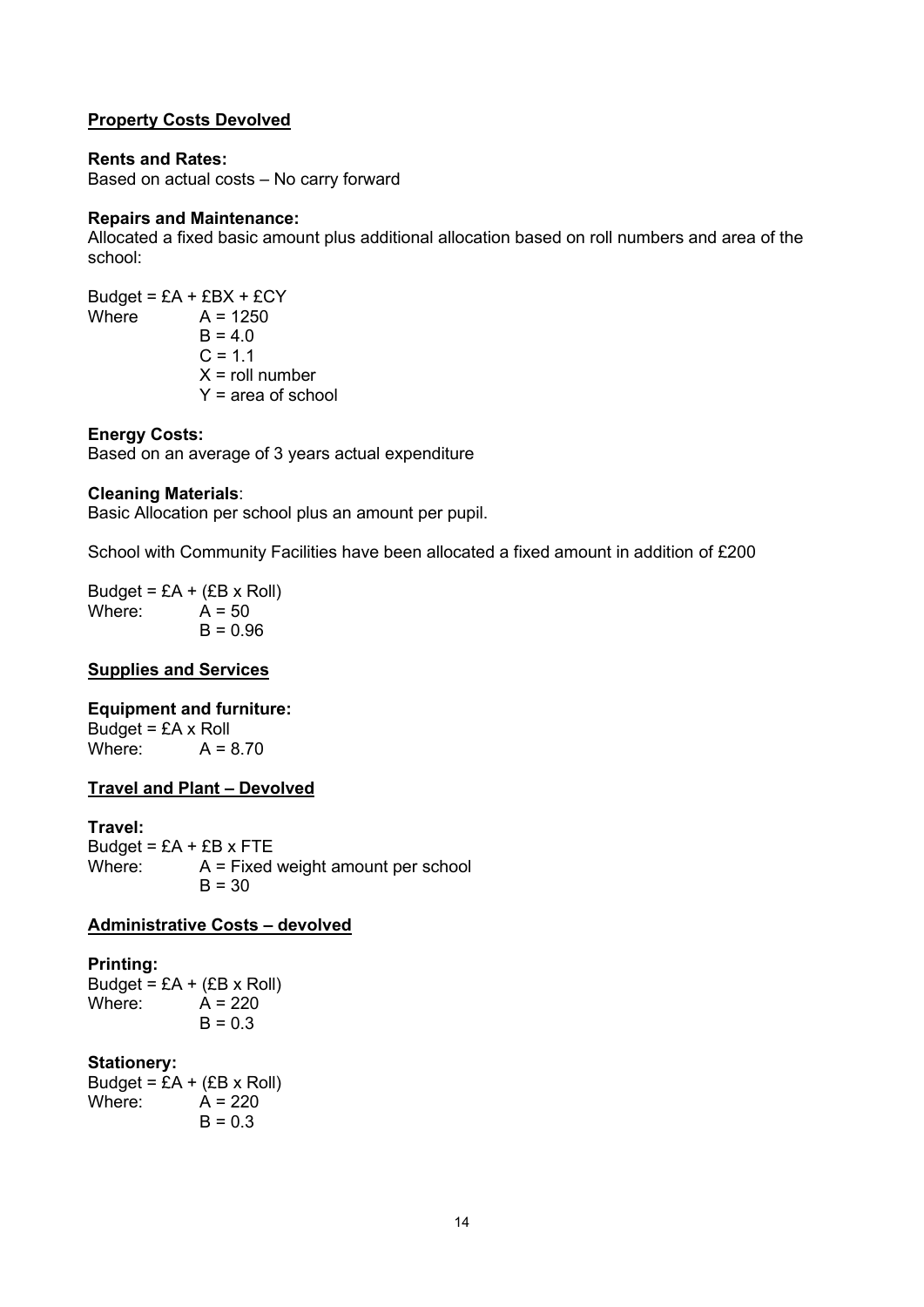**Property Costs Devolved**

**Rents and Rates:**
Based on actual costs – No carry forward

**Repairs and Maintenance:**
Allocated a fixed basic amount plus additional allocation based on roll numbers and area of the school:

Budget = £A + £BX + £CY
Where A = 1250
B = 4.0
C = 1.1
X = roll number
Y = area of school

**Energy Costs:**
Based on an average of 3 years actual expenditure

**Cleaning Materials**:
Basic Allocation per school plus an amount per pupil.

School with Community Facilities have been allocated a fixed amount in addition of £200

Budget = £A + (£B x Roll)
Where: A = 50
B = 0.96

**Supplies and Services**

**Equipment and furniture:**
Budget = £A x Roll
Where: A = 8.70

**Travel and Plant – Devolved**

**Travel:**
Budget = £A + £B x FTE
Where: A = Fixed weight amount per school
B = 30

**Administrative Costs – devolved**

**Printing:**
Budget = £A + (£B x Roll)
Where: A = 220
B = 0.3

**Stationery:**
Budget = £A + (£B x Roll)
Where: A = 220
B = 0.3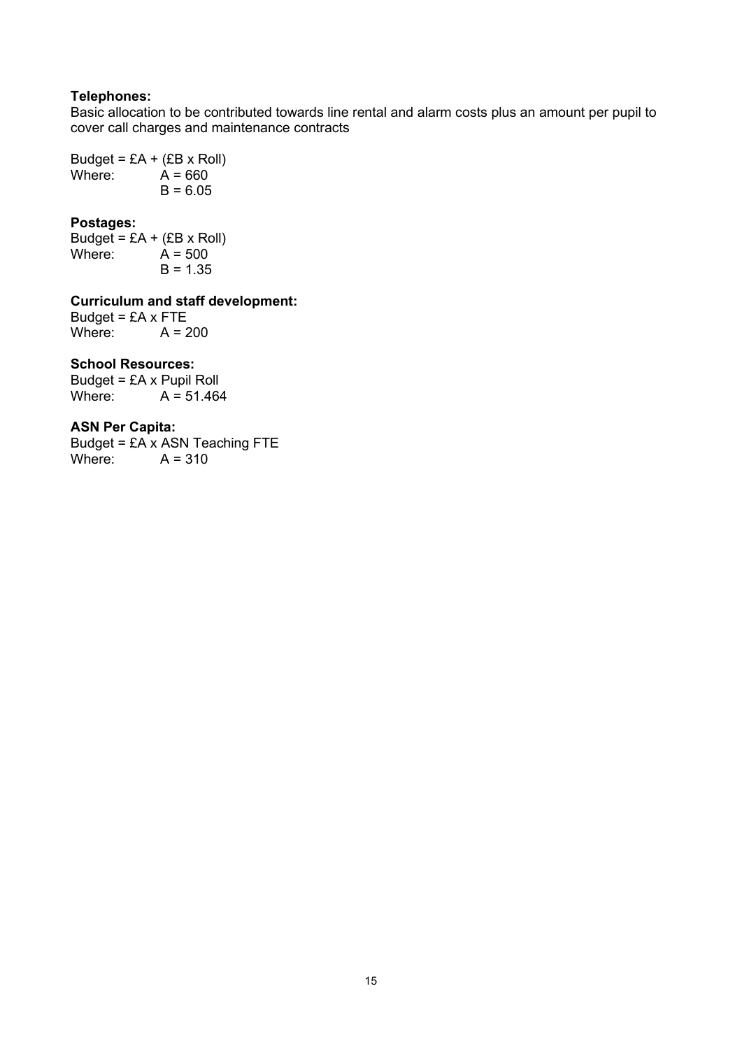**Telephones:**
Basic allocation to be contributed towards line rental and alarm costs plus an amount per pupil to cover call charges and maintenance contracts

Budget = £A + (£B x Roll)
Where: A = 660
B = 6.05

**Postages:**
Budget = £A + (£B x Roll)
Where: A = 500
B = 1.35

**Curriculum and staff development:**
Budget = £A x FTE
Where: A = 200

**School Resources:**
Budget = £A x Pupil Roll
Where: A = 51.464

**ASN Per Capita:**
Budget = £A x ASN Teaching FTE
Where: A = 310